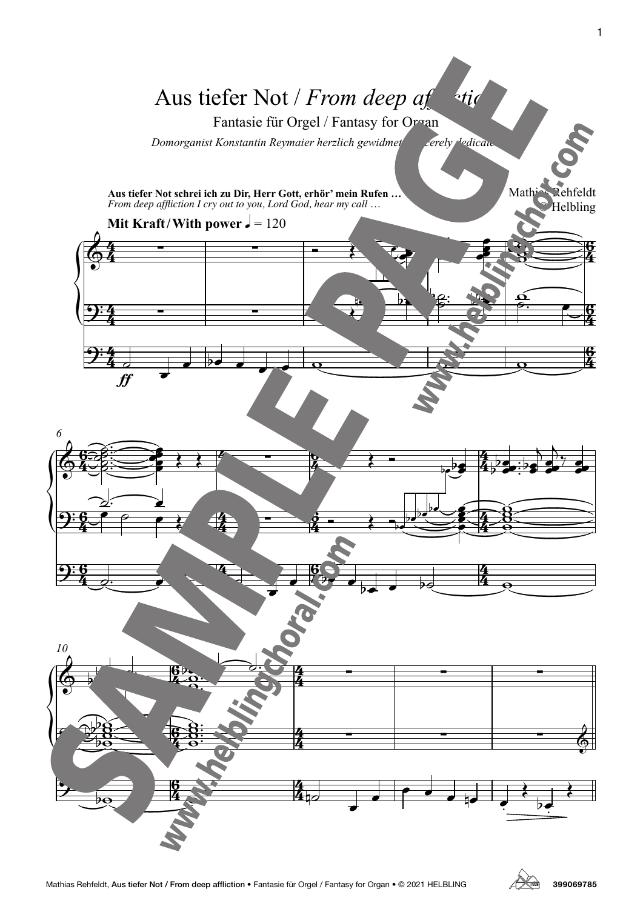# Aus tiefer Not / *From deep affliction*

Fantasie für Orgel / Fantasy for Organ

*Domorganist Konstantin Reymaier herzlich gewidmet / sincerely dedicated*

**Aus tiefer Not schrei ich zu Dir, Herr Gott, erhör' mein Rufen …**
*From deep affliction I cry out to you, Lord God, hear my call …*

Mathias Rehfeldt
© Helbling

**Mit Kraft / With power** ♩ = 120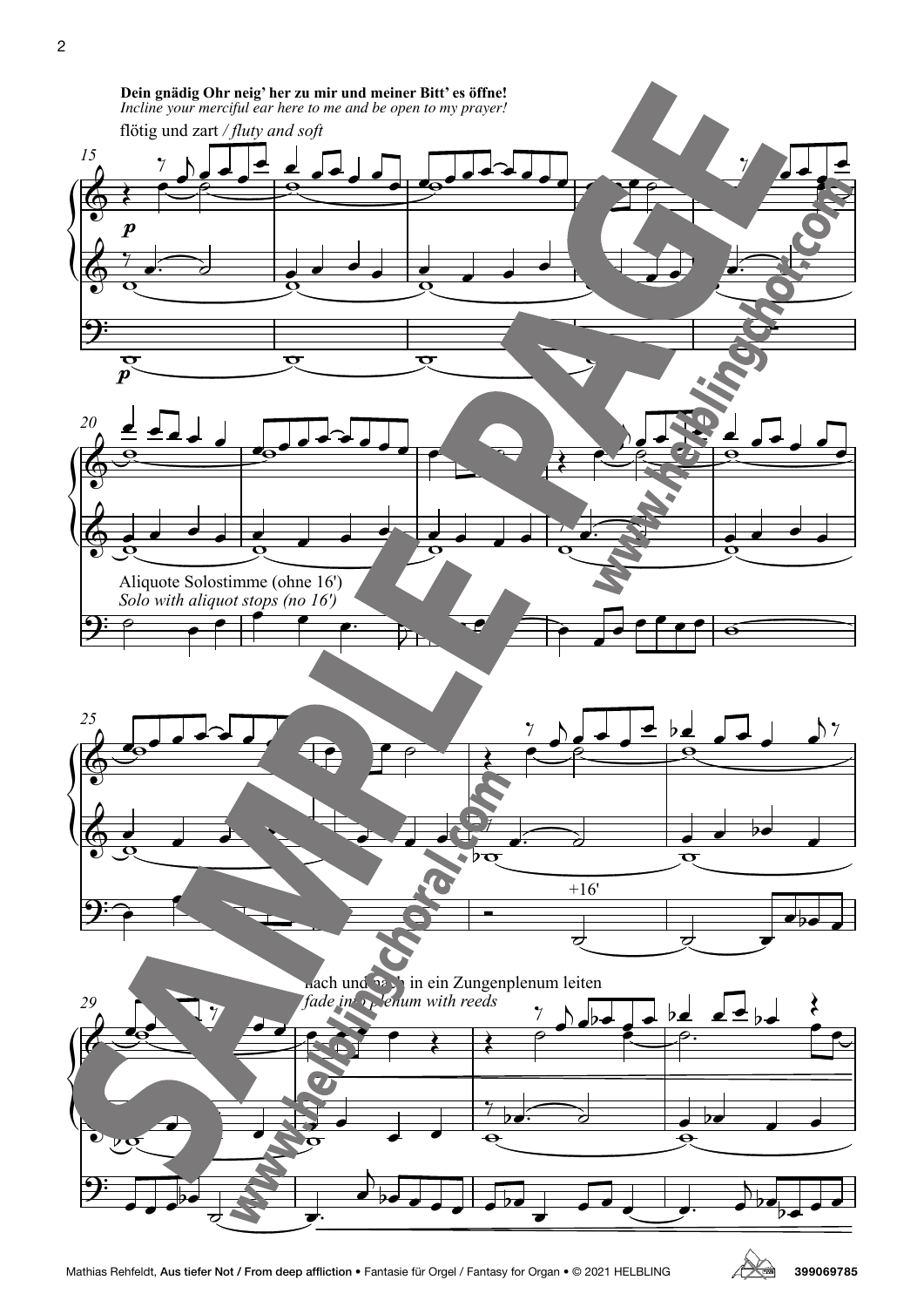**Dein gnädig Ohr neig' her zu mir und meiner Bitt' es öffne!**
*Incline your merciful ear here to me and be open to my prayer!*

flötig und zart / *fluty and soft*

Aliquote Solostimme (ohne 16')
*Solo with aliquot stops (no 16')*

+16'

nach und nach in ein Zungenplenum leiten
*fade into plenum with reeds*

Mathias Rehfeldt, Aus tiefer Not / From deep affliction • Fantasie für Orgel / Fantasy for Organ • © 2021 HELBLING

399069785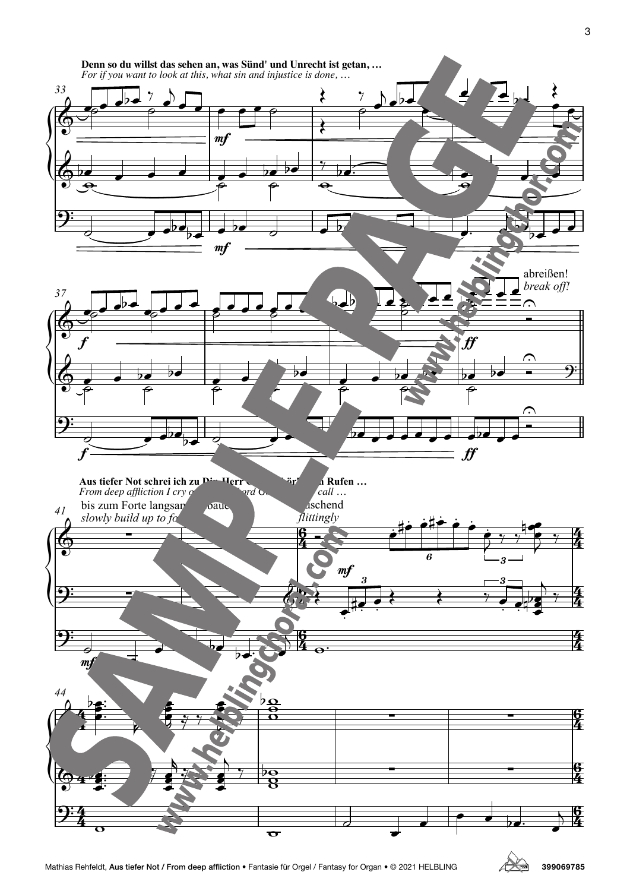**Denn so du willst das sehen an, was Sünd' und Unrecht ist getan, …**
*For if you want to look at this, what sin and injustice is done, …*

abreißen!
*break off!*

**Aus tiefer Not schrei ich zu Dir, Herr Gott, erhör mein Rufen …**
*From deep affliction I cry out to you, Lord God, hear my call …*

bis zum Forte langsam aufbauen
*slowly build up to forte*

huschend
*flittingly*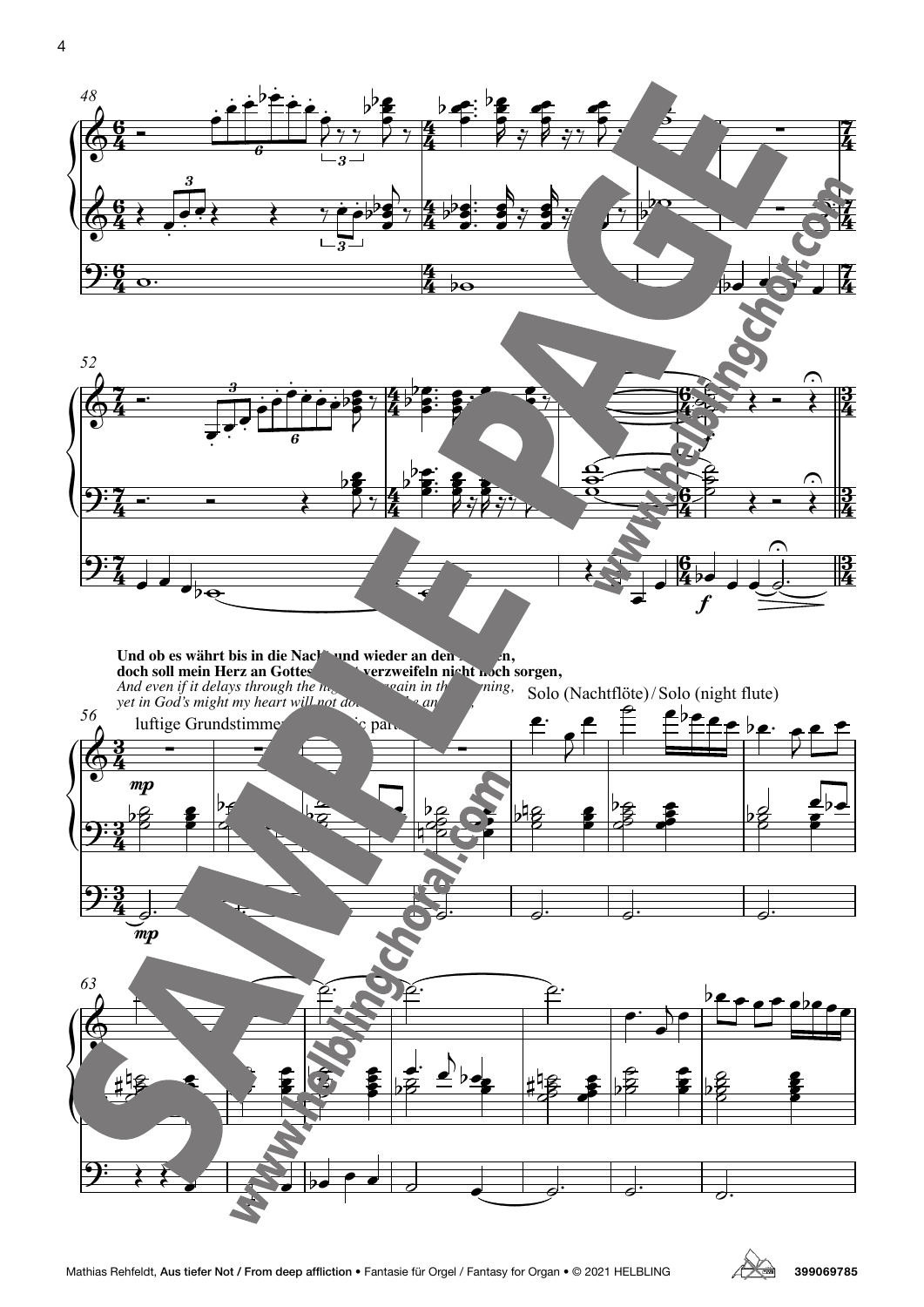Und ob es währt bis in die Nacht und wieder an den Morgen,
doch soll mein Herz an Gottes Macht verzweifeln nicht noch sorgen,

*And even if it delays through the night and again in the morning,*
*yet in God's might my heart will not doubt or be anxious,*

luftige Grundstimmen / airy basic parts

Solo (Nachtflöte) / Solo (night flute)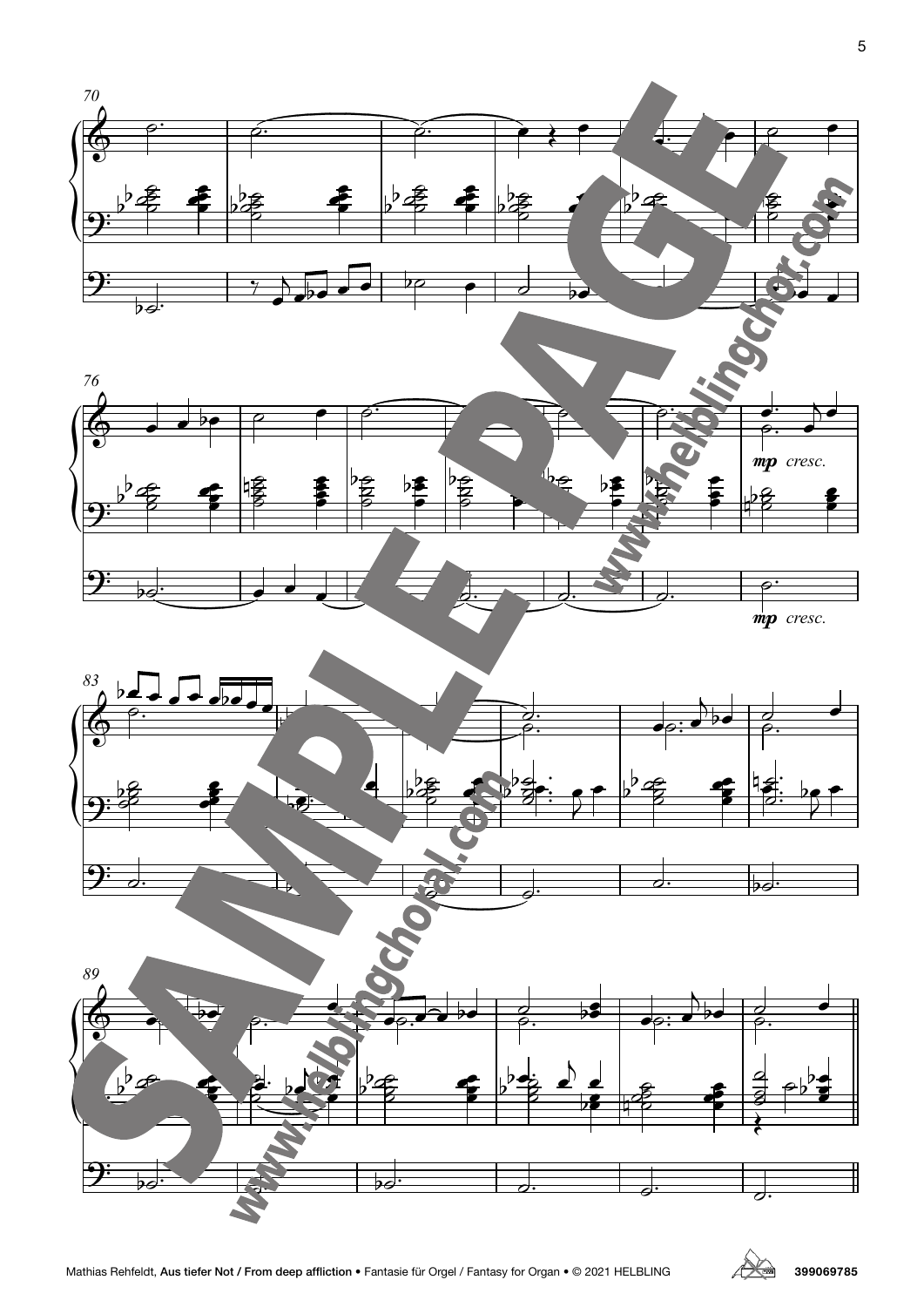70

76

*mp cresc.*

*mp cresc.*

83

89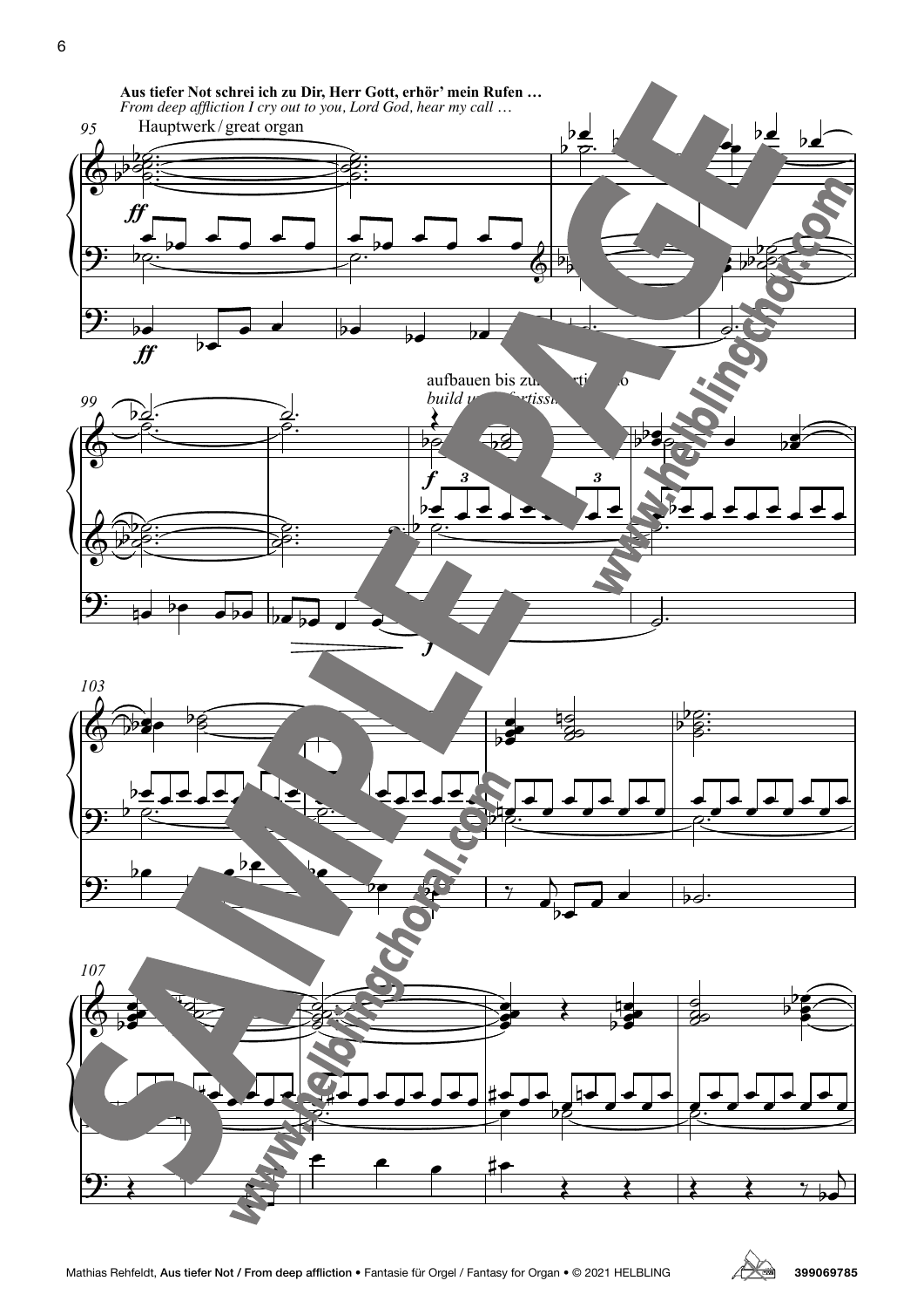**Aus tiefer Not schrei ich zu Dir, Herr Gott, erhör' mein Rufen …**
*From deep affliction I cry out to you, Lord God, hear my call …*

Hauptwerk / great organ

aufbauen bis zum fortissimo
*build up to fortissimo*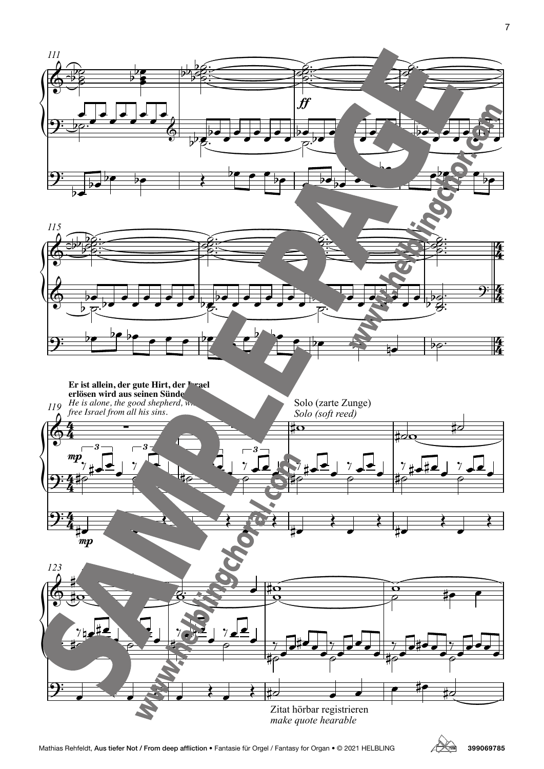**Er ist allein, der gute Hirt, der Israel erlösen wird aus seinen Sünde[n].**
*He is alone, the good shepherd, wh[o will] free Israel from all his sins.*

Solo (zarte Zunge)
*Solo (soft reed)*

Zitat hörbar registrieren
*make quote hearable*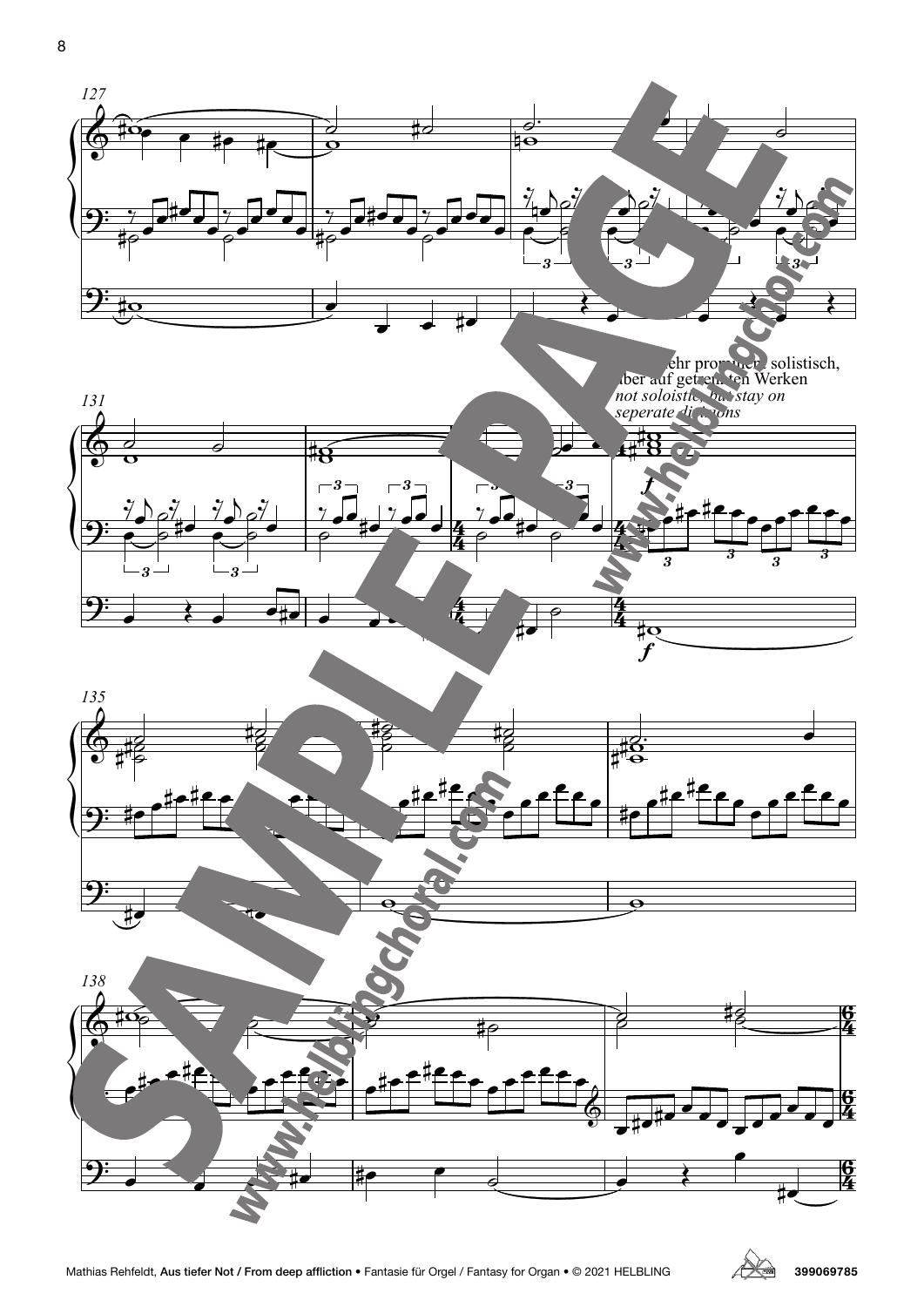nicht sehr prominent solistisch, aber auf getrennten Werken

*not soloistic, but stay on seperate divisions*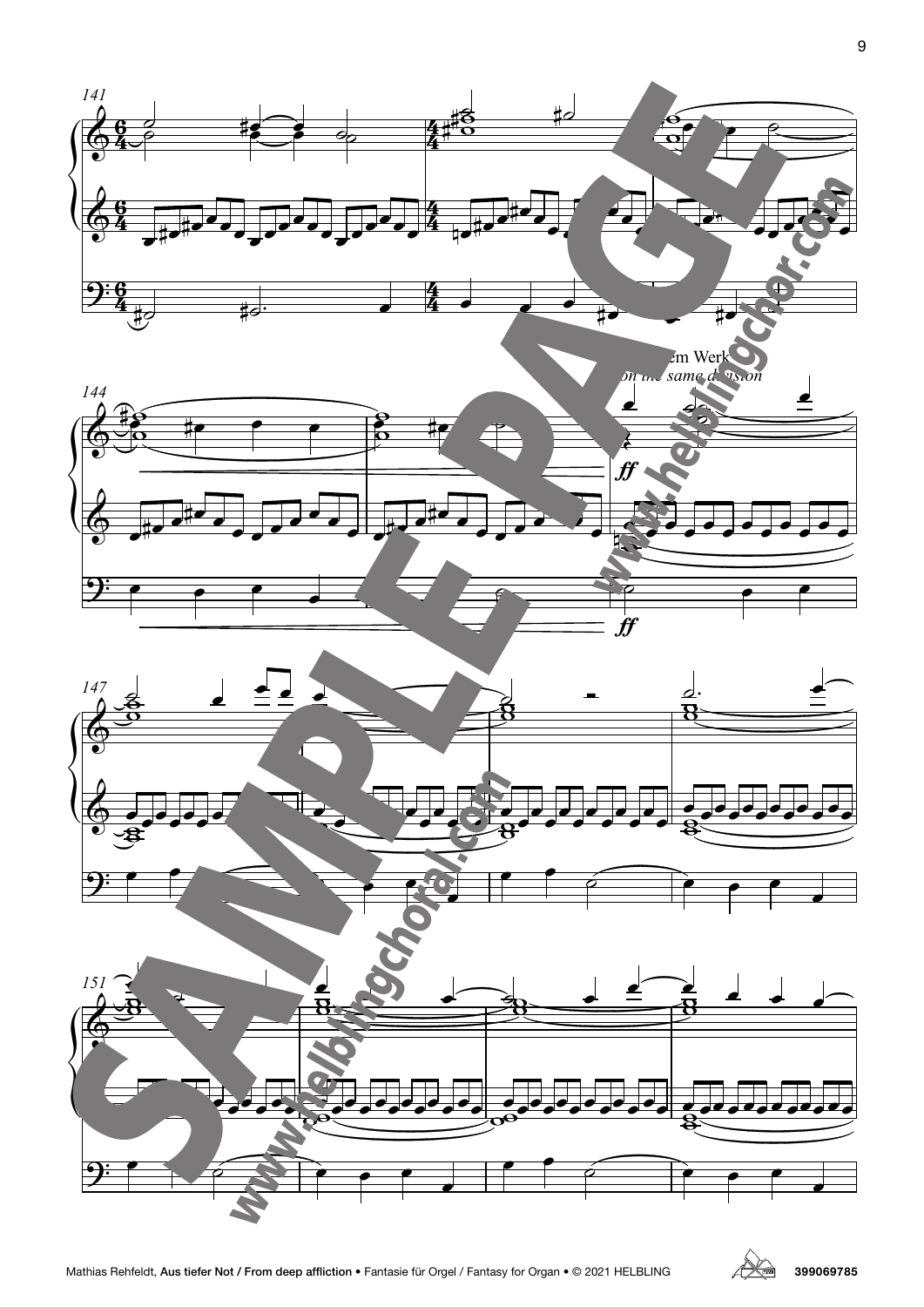141

144

…em Werk
*on the same division*

*ff*

*ff*

147

151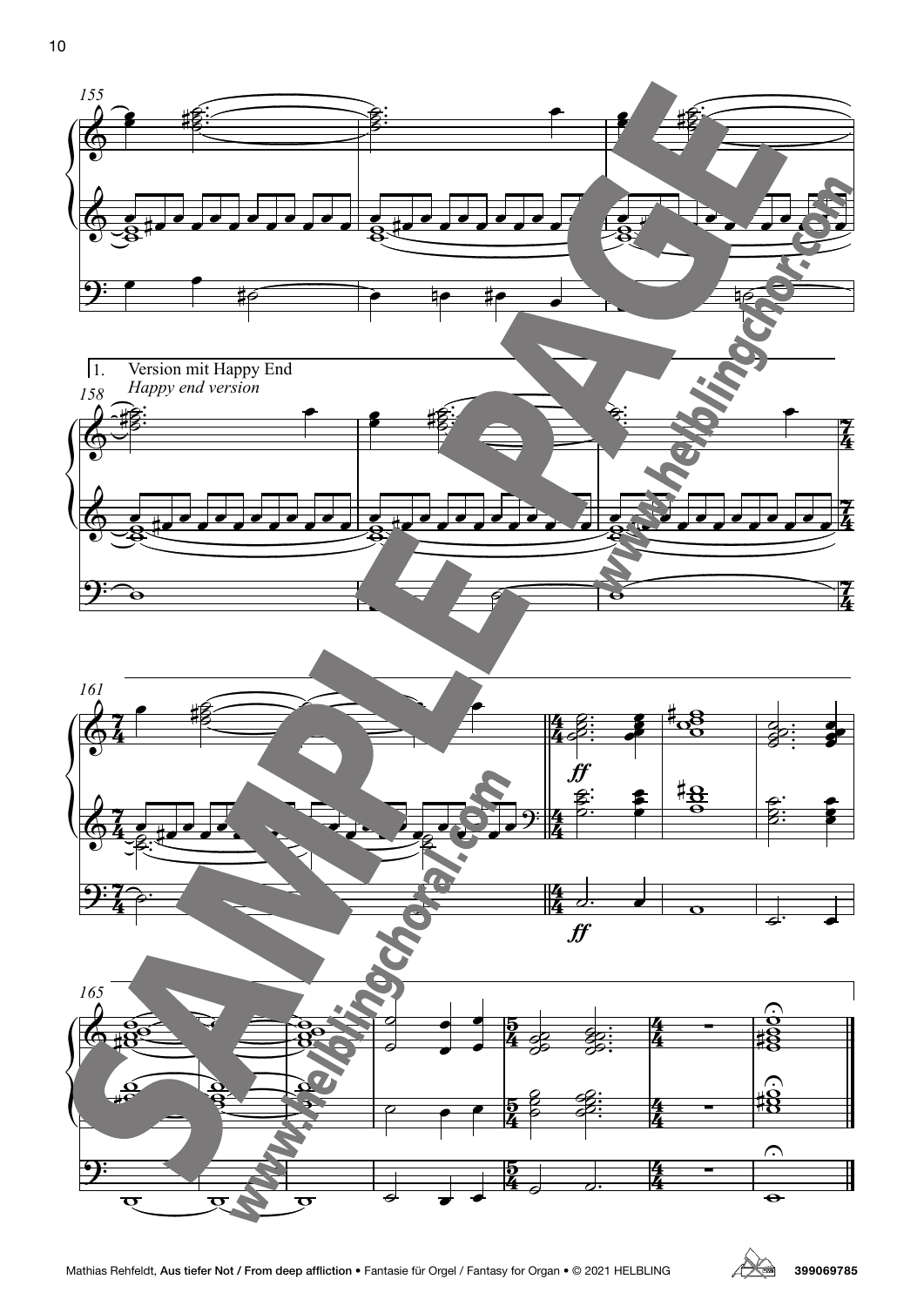1. Version mit Happy End
*Happy end version*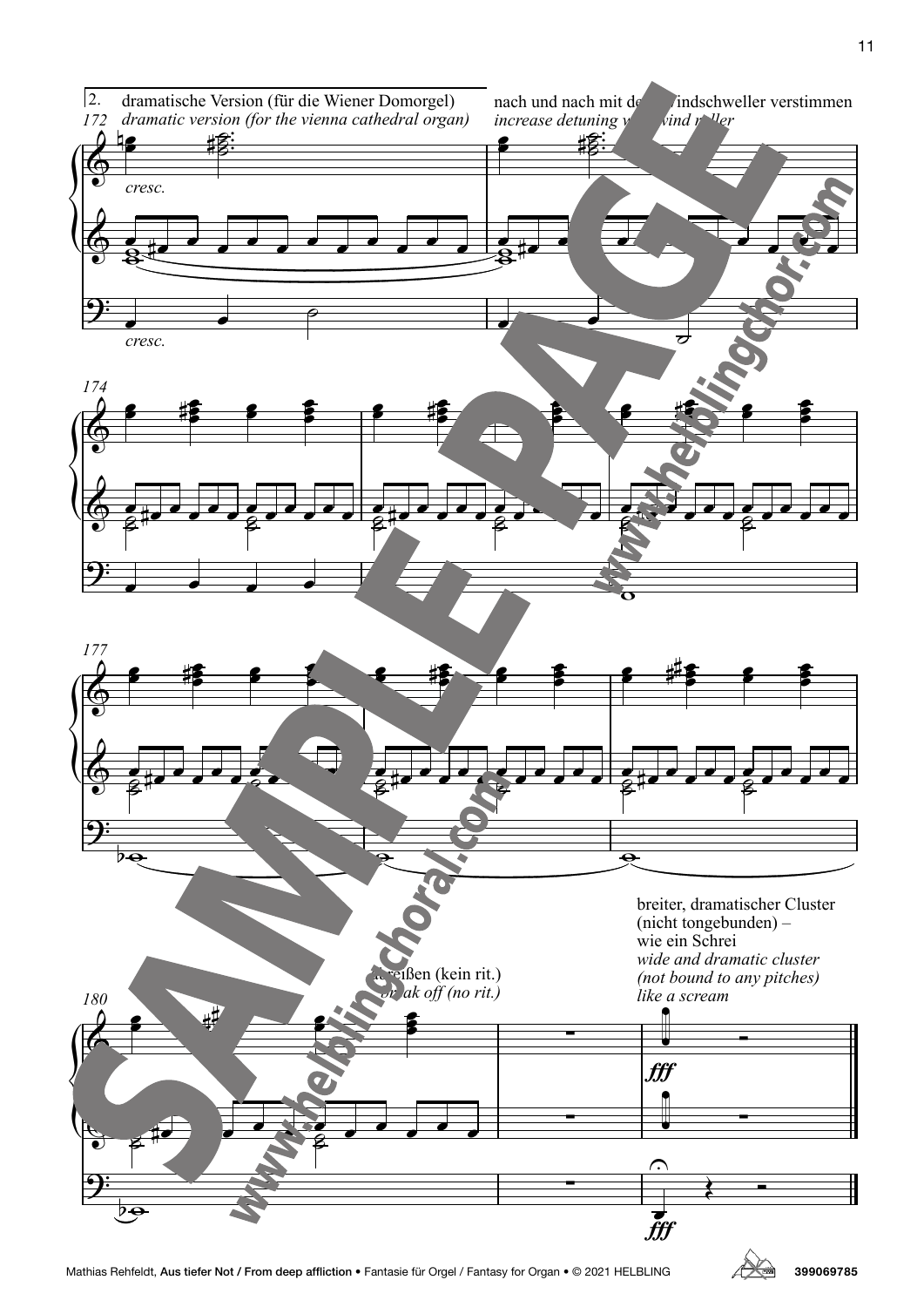2. dramatische Version (für die Wiener Domorgel)
*dramatic version (for the vienna cathedral organ)*

172

*cresc.*

*cresc.*

nach und nach mit dem Windschweller verstimmen
*increase detuning with wind roller*

174

177

180

abreißen (kein rit.)
*break off (no rit.)*

breiter, dramatischer Cluster (nicht tongebunden) – wie ein Schrei
*wide and dramatic cluster (not bound to any pitches) like a scream*

*fff*

*fff*

SAMPLE PAGE

www.helblingchor.com

www.helblingchoral.com

Mathias Rehfeldt, **Aus tiefer Not / From deep affliction** • Fantasie für Orgel / Fantasy for Organ • © 2021 HELBLING 399069785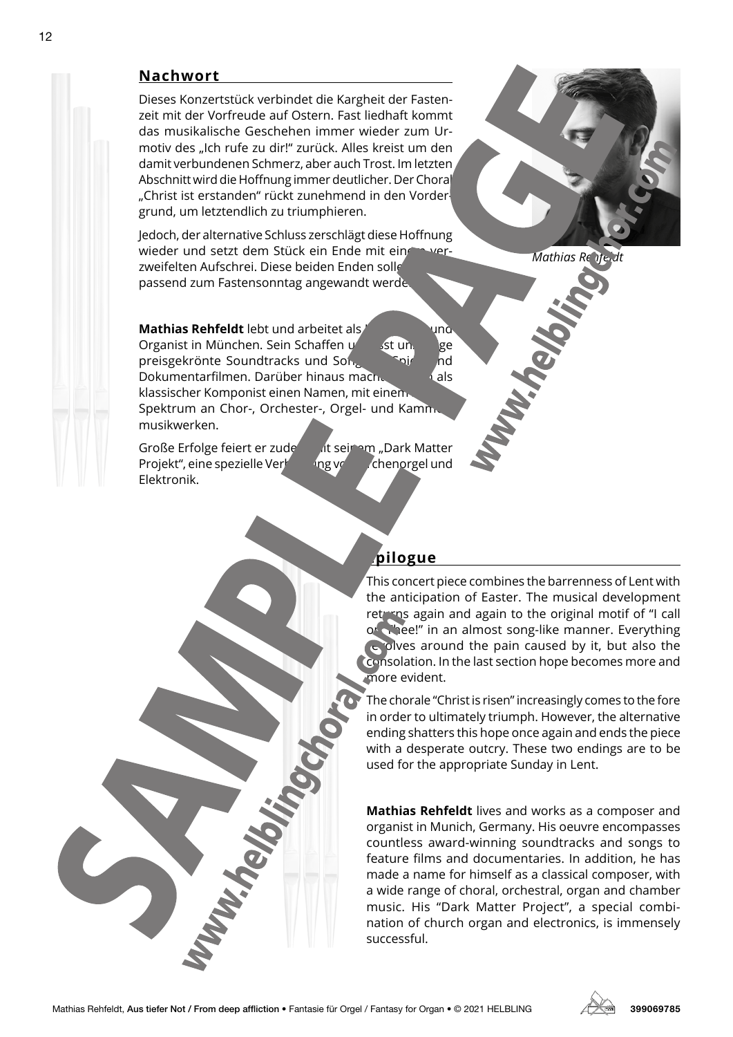## Nachwort

Dieses Konzertstück verbindet die Kargheit der Fastenzeit mit der Vorfreude auf Ostern. Fast liedhaft kommt das musikalische Geschehen immer wieder zum Urmotiv des „Ich rufe zu dir!" zurück. Alles kreist um den damit verbundenen Schmerz, aber auch Trost. Im letzten Abschnitt wird die Hoffnung immer deutlicher. Der Choral „Christ ist erstanden" rückt zunehmend in den Vordergrund, um letztendlich zu triumphieren.

Jedoch, der alternative Schluss zerschlägt diese Hoffnung wieder und setzt dem Stück ein Ende mit einem verzweifelten Aufschrei. Diese beiden Enden sollen passend zum Fastensonntag angewandt werden.

*Mathias Rehfeldt*

**Mathias Rehfeldt** lebt und arbeitet als Komponist und Organist in München. Sein Schaffen umfasst unzählige preisgekrönte Soundtracks und Songs zu Spiel- und Dokumentarfilmen. Darüber hinaus macht er sich als klassischer Komponist einen Namen, mit einem breiten Spektrum an Chor-, Orchester-, Orgel- und Kammermusikwerken.

Große Erfolge feiert er zudem mit seinem „Dark Matter Projekt", eine spezielle Verbindung von Kirchenorgel und Elektronik.

## Epilogue

This concert piece combines the barrenness of Lent with the anticipation of Easter. The musical development returns again and again to the original motif of "I call on Thee!" in an almost song-like manner. Everything revolves around the pain caused by it, but also the consolation. In the last section hope becomes more and more evident.

The chorale "Christ is risen" increasingly comes to the fore in order to ultimately triumph. However, the alternative ending shatters this hope once again and ends the piece with a desperate outcry. These two endings are to be used for the appropriate Sunday in Lent.

**Mathias Rehfeldt** lives and works as a composer and organist in Munich, Germany. His oeuvre encompasses countless award-winning soundtracks and songs to feature films and documentaries. In addition, he has made a name for himself as a classical composer, with a wide range of choral, orchestral, organ and chamber music. His "Dark Matter Project", a special combination of church organ and electronics, is immensely successful.